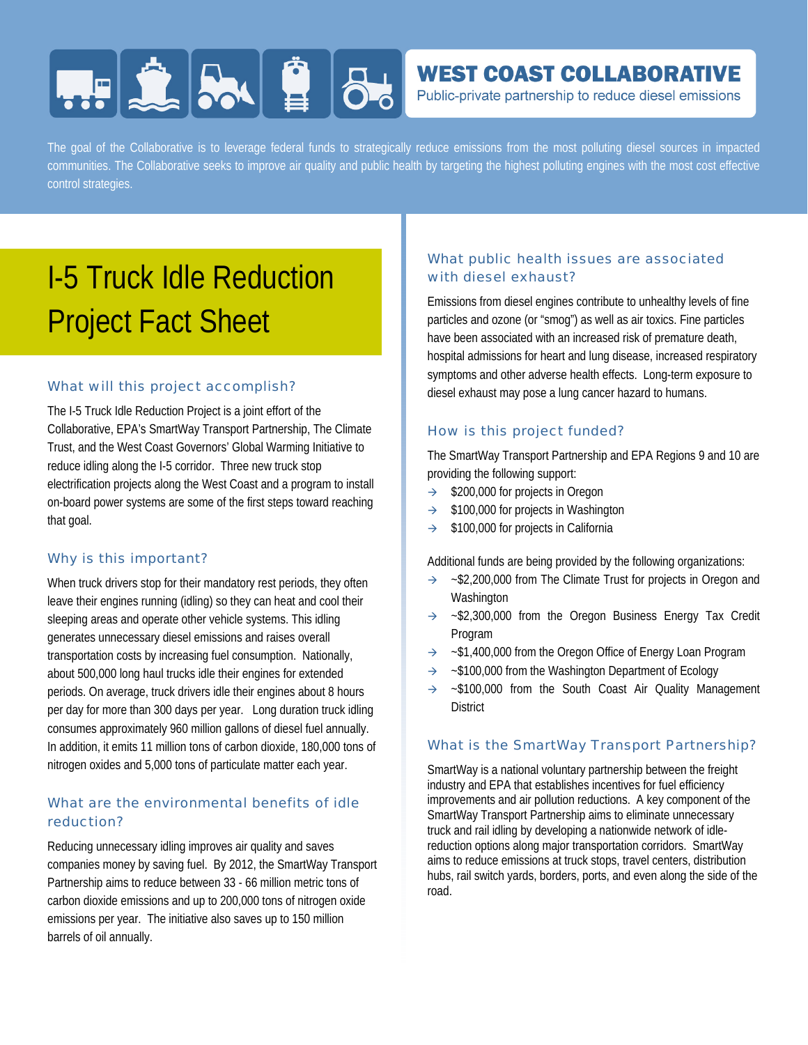**WEST COAST COLLABORATIVE**

Public-private partnership to reduce diesel emissions

The goal of the Collaborative is to leverage federal funds to strategically reduce emissions from the most polluting diesel sources in impacted communities. The Collaborative seeks to improve air quality and public health by targeting the highest polluting engines with the most cost effective control strategies.

# I-5 Truck Idle Reduction Project Fact Sheet

## What will this project accomplish?

The I-5 Truck Idle Reduction Project is a joint effort of the Collaborative, EPA's SmartWay Transport Partnership, The Climate Trust, and the West Coast Governors' Global Warming Initiative to reduce idling along the I-5 corridor. Three new truck stop electrification projects along the West Coast and a program to install on-board power systems are some of the first steps toward reaching that goal.

## Why is this important?

When truck drivers stop for their mandatory rest periods, they often leave their engines running (idling) so they can heat and cool their sleeping areas and operate other vehicle systems. This idling generates unnecessary diesel emissions and raises overall transportation costs by increasing fuel consumption. Nationally, about 500,000 long haul trucks idle their engines for extended periods. On average, truck drivers idle their engines about 8 hours per day for more than 300 days per year. Long duration truck idling consumes approximately 960 million gallons of diesel fuel annually. In addition, it emits 11 million tons of carbon dioxide, 180,000 tons of nitrogen oxides and 5,000 tons of particulate matter each year.

## What are the environmental benefits of idle reduction?

Reducing unnecessary idling improves air quality and saves companies money by saving fuel. By 2012, the SmartWay Transport Partnership aims to reduce between 33 - 66 million metric tons of carbon dioxide emissions and up to 200,000 tons of nitrogen oxide emissions per year. The initiative also saves up to 150 million barrels of oil annually.

## What public health issues are associated with diesel exhaust?

Emissions from diesel engines contribute to unhealthy levels of fine particles and ozone (or "smog") as well as air toxics. Fine particles have been associated with an increased risk of premature death, hospital admissions for heart and lung disease, increased respiratory symptoms and other adverse health effects. Long-term exposure to diesel exhaust may pose a lung cancer hazard to humans.

## How is this project funded?

The SmartWay Transport Partnership and EPA Regions 9 and 10 are providing the following support:

- $200,000 for projects in Oregon
- $100,000 for projects in Washington
- $100,000 for projects in California

Additional funds are being provided by the following organizations:

- ~$2,200,000 from The Climate Trust for projects in Oregon and Washington
- ~$2,300,000 from the Oregon Business Energy Tax Credit Program
- ~$1,400,000 from the Oregon Office of Energy Loan Program
- ~$100,000 from the Washington Department of Ecology
- ~$100,000 from the South Coast Air Quality Management District

## What is the SmartWay Transport Partnership?

SmartWay is a national voluntary partnership between the freight industry and EPA that establishes incentives for fuel efficiency improvements and air pollution reductions. A key component of the SmartWay Transport Partnership aims to eliminate unnecessary truck and rail idling by developing a nationwide network of idle-reduction options along major transportation corridors. SmartWay aims to reduce emissions at truck stops, travel centers, distribution hubs, rail switch yards, borders, ports, and even along the side of the road.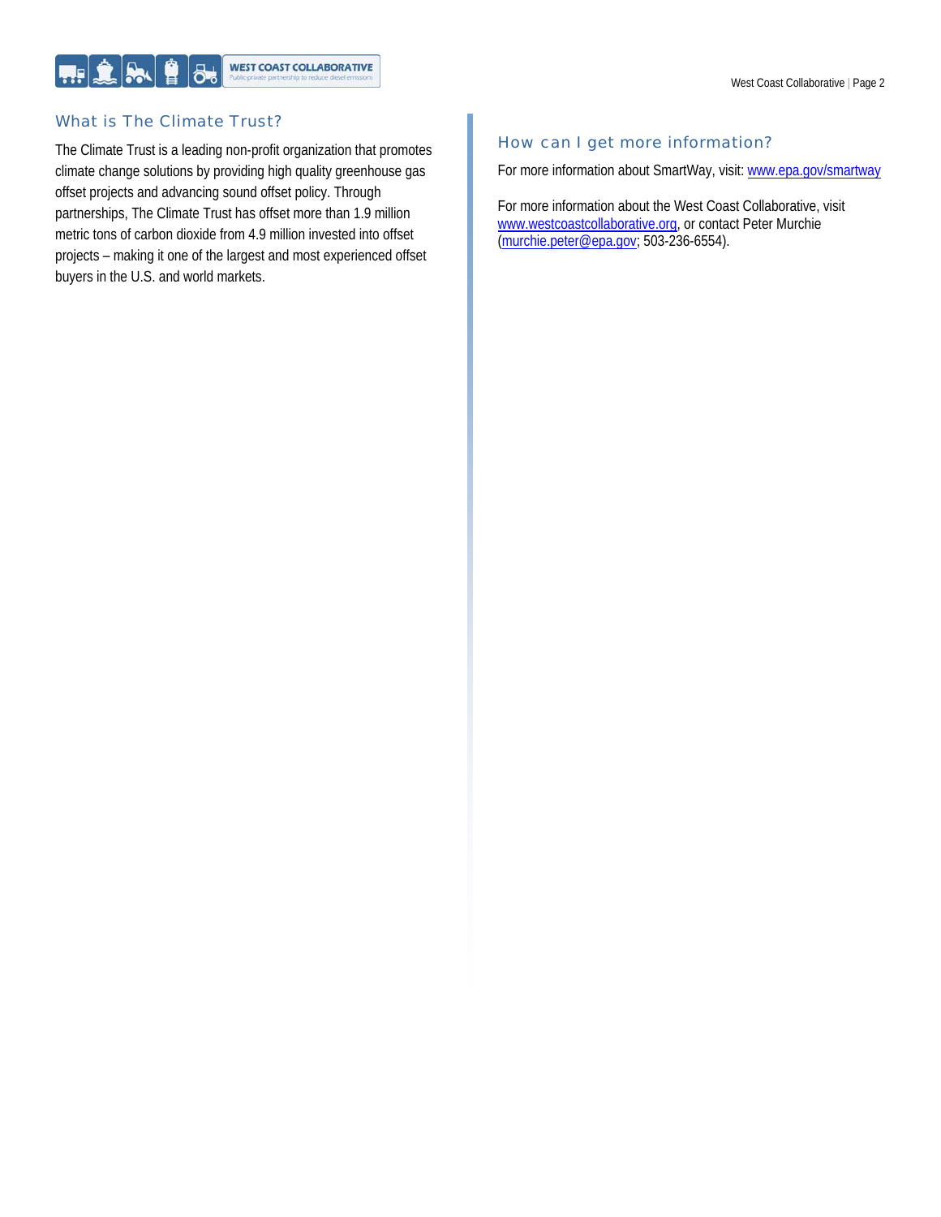## What is The Climate Trust?

The Climate Trust is a leading non-profit organization that promotes climate change solutions by providing high quality greenhouse gas offset projects and advancing sound offset policy. Through partnerships, The Climate Trust has offset more than 1.9 million metric tons of carbon dioxide from 4.9 million invested into offset projects – making it one of the largest and most experienced offset buyers in the U.S. and world markets.

## How can I get more information?

For more information about SmartWay, visit: www.epa.gov/smartway

For more information about the West Coast Collaborative, visit www.westcoastcollaborative.org, or contact Peter Murchie (murchie.peter@epa.gov; 503-236-6554).